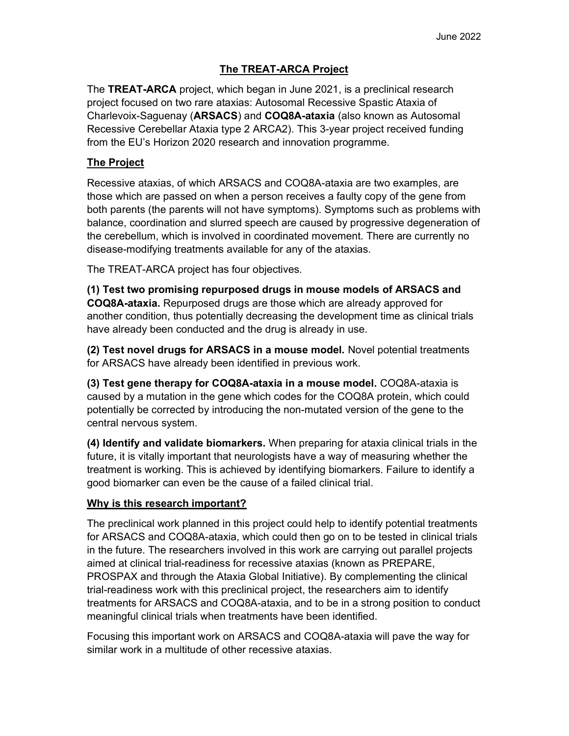June 2022

# The TREAT-ARCA Project

The **TREAT-ARCA** project, which began in June 2021, is a preclinical research project focused on two rare ataxias: Autosomal Recessive Spastic Ataxia of Charlevoix-Saguenay (**ARSACS**) and **COQ8A-ataxia** (also known as Autosomal Recessive Cerebellar Ataxia type 2 ARCA2). This 3-year project received funding from the EU's Horizon 2020 research and innovation programme.

## The Project

Recessive ataxias, of which ARSACS and COQ8A-ataxia are two examples, are those which are passed on when a person receives a faulty copy of the gene from both parents (the parents will not have symptoms). Symptoms such as problems with balance, coordination and slurred speech are caused by progressive degeneration of the cerebellum, which is involved in coordinated movement. There are currently no disease-modifying treatments available for any of the ataxias.

The TREAT-ARCA project has four objectives.

**(1) Test two promising repurposed drugs in mouse models of ARSACS and COQ8A-ataxia.** Repurposed drugs are those which are already approved for another condition, thus potentially decreasing the development time as clinical trials have already been conducted and the drug is already in use.

**(2) Test novel drugs for ARSACS in a mouse model.** Novel potential treatments for ARSACS have already been identified in previous work.

**(3) Test gene therapy for COQ8A-ataxia in a mouse model.** COQ8A-ataxia is caused by a mutation in the gene which codes for the COQ8A protein, which could potentially be corrected by introducing the non-mutated version of the gene to the central nervous system.

**(4) Identify and validate biomarkers.** When preparing for ataxia clinical trials in the future, it is vitally important that neurologists have a way of measuring whether the treatment is working. This is achieved by identifying biomarkers. Failure to identify a good biomarker can even be the cause of a failed clinical trial.

## Why is this research important?

The preclinical work planned in this project could help to identify potential treatments for ARSACS and COQ8A-ataxia, which could then go on to be tested in clinical trials in the future. The researchers involved in this work are carrying out parallel projects aimed at clinical trial-readiness for recessive ataxias (known as PREPARE, PROSPAX and through the Ataxia Global Initiative). By complementing the clinical trial-readiness work with this preclinical project, the researchers aim to identify treatments for ARSACS and COQ8A-ataxia, and to be in a strong position to conduct meaningful clinical trials when treatments have been identified.

Focusing this important work on ARSACS and COQ8A-ataxia will pave the way for similar work in a multitude of other recessive ataxias.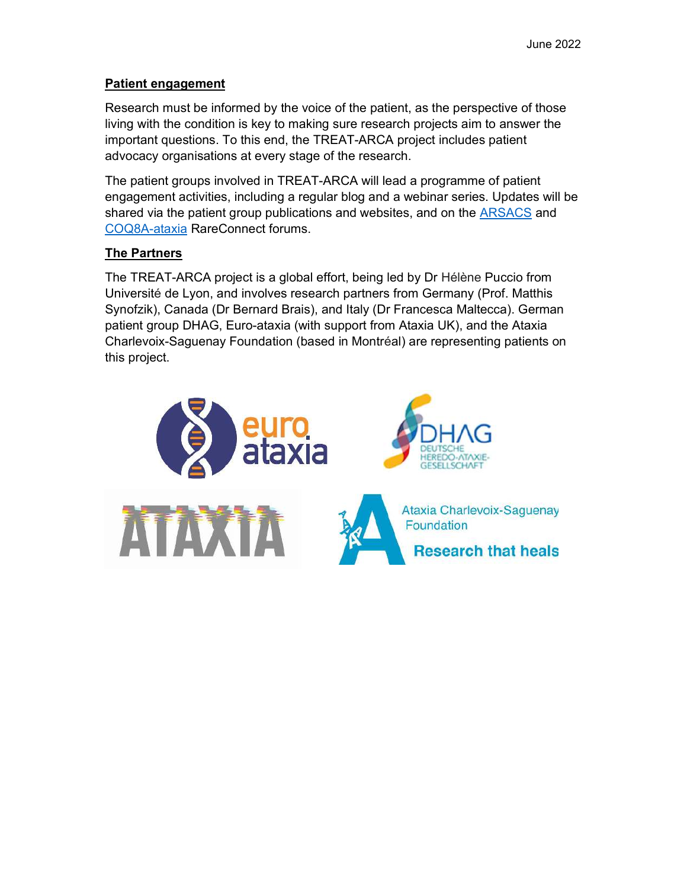June 2022

**Patient engagement**

Research must be informed by the voice of the patient, as the perspective of those living with the condition is key to making sure research projects aim to answer the important questions. To this end, the TREAT-ARCA project includes patient advocacy organisations at every stage of the research.

The patient groups involved in TREAT-ARCA will lead a programme of patient engagement activities, including a regular blog and a webinar series. Updates will be shared via the patient group publications and websites, and on the ARSACS and COQ8A-ataxia RareConnect forums.

**The Partners**

The TREAT-ARCA project is a global effort, being led by Dr Hélène Puccio from Université de Lyon, and involves research partners from Germany (Prof. Matthis Synofzik), Canada (Dr Bernard Brais), and Italy (Dr Francesca Maltecca). German patient group DHAG, Euro-ataxia (with support from Ataxia UK), and the Ataxia Charlevoix-Saguenay Foundation (based in Montréal) are representing patients on this project.

euro ataxia

DHAG
DEUTSCHE HEREDO-ATAXIE-GESELLSCHAFT

ATAXIA

Ataxia Charlevoix-Saguenay Foundation
Research that heals